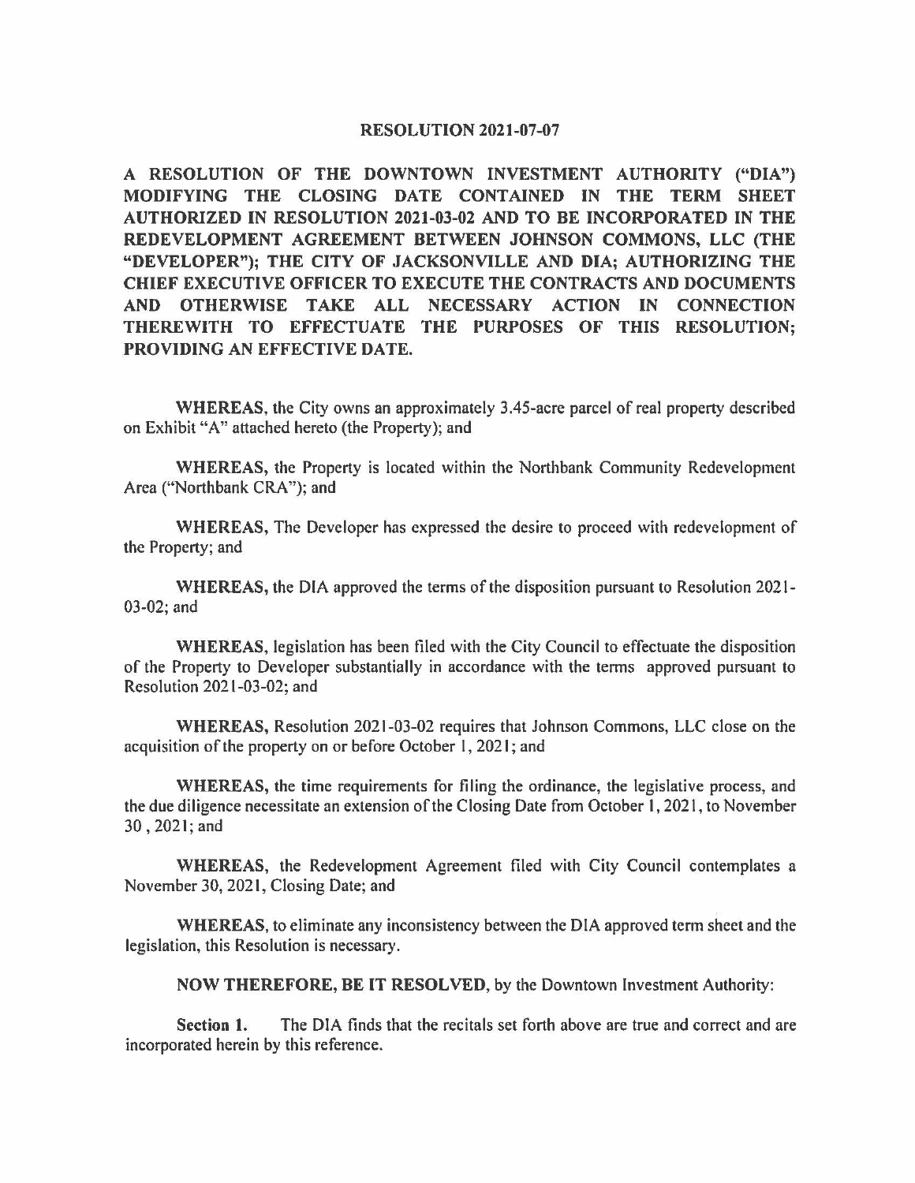# RESOLUTION 2021-07-07

**A RESOLUTION OF THE DOWNTOWN INVESTMENT AUTHORITY ("DIA") MODIFYING THE CLOSING DATE CONTAINED IN THE TERM SHEET AUTHORIZED IN RESOLUTION 2021-03-02 AND TO BE INCORPORATED IN THE REDEVELOPMENT AGREEMENT BETWEEN JOHNSON COMMONS, LLC (THE "DEVELOPER"); THE CITY OF JACKSONVILLE AND DIA; AUTHORIZING THE CHIEF EXECUTIVE OFFICER TO EXECUTE THE CONTRACTS AND DOCUMENTS AND OTHERWISE TAKE ALL NECESSARY ACTION IN CONNECTION THEREWITH TO EFFECTUATE THE PURPOSES OF THIS RESOLUTION; PROVIDING AN EFFECTIVE DATE.**

**WHEREAS,** the City owns an approximately 3.45-acre parcel of real property described on Exhibit "A" attached hereto (the Property); and

**WHEREAS,** the Property is located within the Northbank Community Redevelopment Area ("Northbank CRA"); and

**WHEREAS,** The Developer has expressed the desire to proceed with redevelopment of the Property; and

**WHEREAS,** the DIA approved the terms of the disposition pursuant to Resolution 2021-03-02; and

**WHEREAS,** legislation has been filed with the City Council to effectuate the disposition of the Property to Developer substantially in accordance with the terms approved pursuant to Resolution 2021-03-02; and

**WHEREAS,** Resolution 2021-03-02 requires that Johnson Commons, LLC close on the acquisition of the property on or before October 1, 2021; and

**WHEREAS,** the time requirements for filing the ordinance, the legislative process, and the due diligence necessitate an extension of the Closing Date from October 1, 2021, to November 30 , 2021; and

**WHEREAS,** the Redevelopment Agreement filed with City Council contemplates a November 30, 2021, Closing Date; and

**WHEREAS,** to eliminate any inconsistency between the DIA approved term sheet and the legislation, this Resolution is necessary.

**NOW THEREFORE, BE IT RESOLVED,** by the Downtown Investment Authority:

**Section 1.** The DIA finds that the recitals set forth above are true and correct and are incorporated herein by this reference.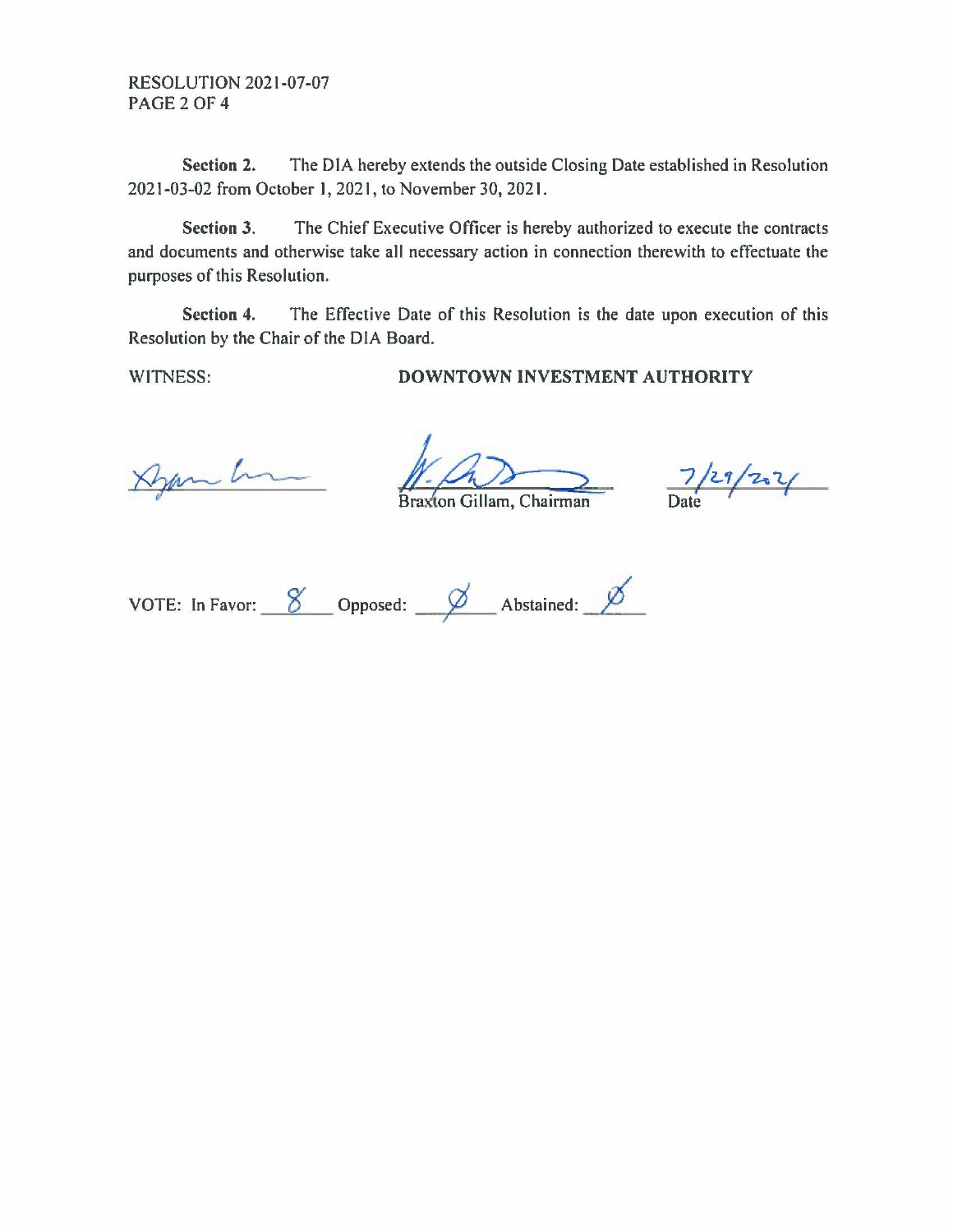**Section 2.** The DIA hereby extends the outside Closing Date established in Resolution 2021-03-02 from October 1, 2021, to November 30, 2021.

**Section 3.** The Chief Executive Officer is hereby authorized to execute the contracts and documents and otherwise take all necessary action in connection therewith to effectuate the purposes of this Resolution.

**Section 4.** The Effective Date of this Resolution is the date upon execution of this Resolution by the Chair of the DIA Board.

WITNESS: **DOWNTOWN INVESTMENT AUTHORITY**

Braxton Gillam, Chairman

Date 7/29/2021

VOTE: In Favor: 8 Opposed: Ø Abstained: Ø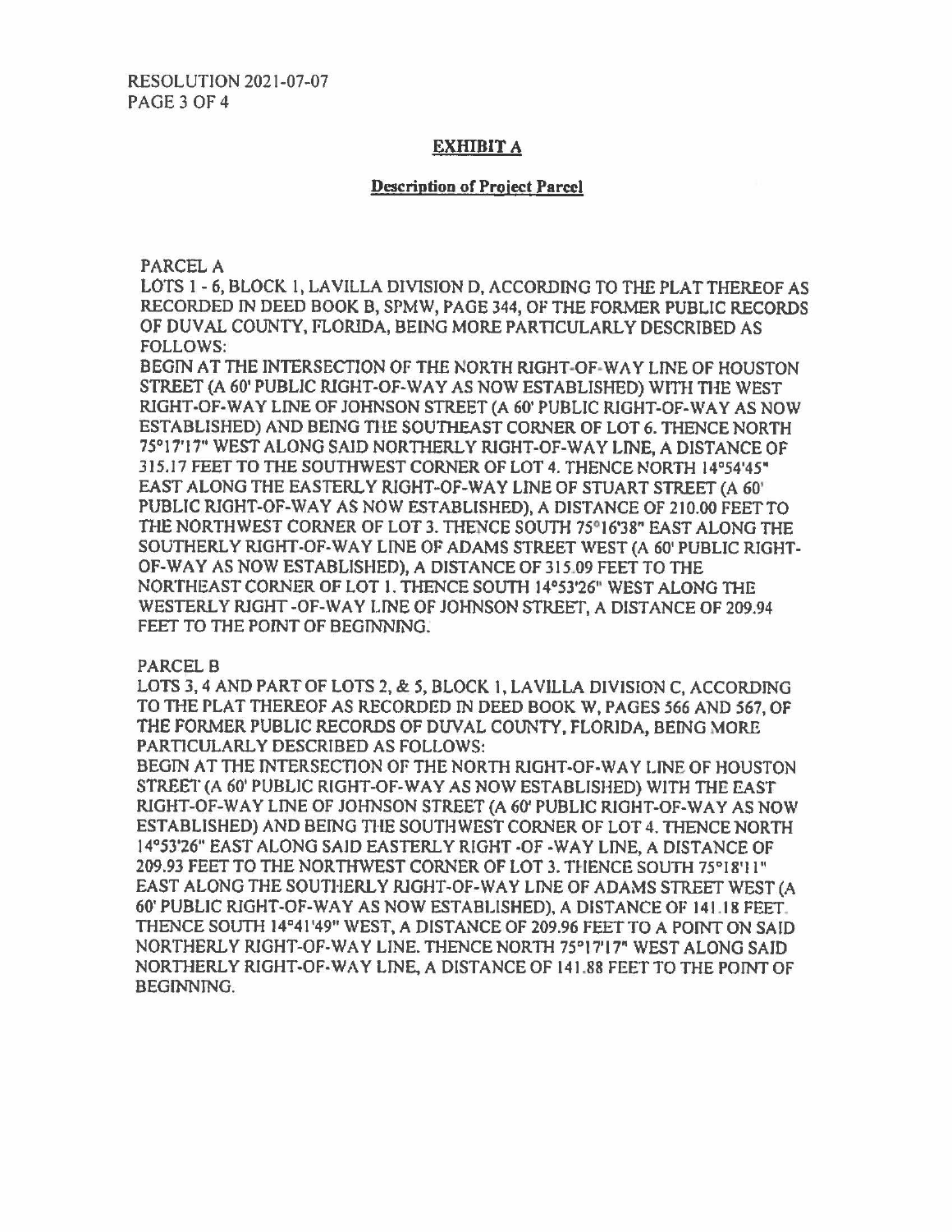## EXHIBIT A

### Description of Project Parcel

PARCEL A

LOTS 1 - 6, BLOCK 1, LAVILLA DIVISION D, ACCORDING TO THE PLAT THEREOF AS RECORDED IN DEED BOOK B, SPMW, PAGE 344, OF THE FORMER PUBLIC RECORDS OF DUVAL COUNTY, FLORIDA, BEING MORE PARTICULARLY DESCRIBED AS FOLLOWS:

BEGIN AT THE INTERSECTION OF THE NORTH RIGHT-OF-WAY LINE OF HOUSTON STREET (A 60' PUBLIC RIGHT-OF-WAY AS NOW ESTABLISHED) WITH THE WEST RIGHT-OF-WAY LINE OF JOHNSON STREET (A 60' PUBLIC RIGHT-OF-WAY AS NOW ESTABLISHED) AND BEING THE SOUTHEAST CORNER OF LOT 6. THENCE NORTH 75°17'17" WEST ALONG SAID NORTHERLY RIGHT-OF-WAY LINE, A DISTANCE OF 315.17 FEET TO THE SOUTHWEST CORNER OF LOT 4. THENCE NORTH 14°54'45" EAST ALONG THE EASTERLY RIGHT-OF-WAY LINE OF STUART STREET (A 60' PUBLIC RIGHT-OF-WAY AS NOW ESTABLISHED), A DISTANCE OF 210.00 FEET TO THE NORTHWEST CORNER OF LOT 3. THENCE SOUTH 75°16'38" EAST ALONG THE SOUTHERLY RIGHT-OF-WAY LINE OF ADAMS STREET WEST (A 60' PUBLIC RIGHT-OF-WAY AS NOW ESTABLISHED), A DISTANCE OF 315.09 FEET TO THE NORTHEAST CORNER OF LOT 1. THENCE SOUTH 14°53'26" WEST ALONG THE WESTERLY RIGHT-OF-WAY LINE OF JOHNSON STREET, A DISTANCE OF 209.94 FEET TO THE POINT OF BEGINNING.

PARCEL B

LOTS 3, 4 AND PART OF LOTS 2, & 5, BLOCK 1, LAVILLA DIVISION C, ACCORDING TO THE PLAT THEREOF AS RECORDED IN DEED BOOK W, PAGES 566 AND 567, OF THE FORMER PUBLIC RECORDS OF DUVAL COUNTY, FLORIDA, BEING MORE PARTICULARLY DESCRIBED AS FOLLOWS:

BEGIN AT THE INTERSECTION OF THE NORTH RIGHT-OF-WAY LINE OF HOUSTON STREET (A 60' PUBLIC RIGHT-OF-WAY AS NOW ESTABLISHED) WITH THE EAST RIGHT-OF-WAY LINE OF JOHNSON STREET (A 60' PUBLIC RIGHT-OF-WAY AS NOW ESTABLISHED) AND BEING THE SOUTHWEST CORNER OF LOT 4. THENCE NORTH 14°53'26" EAST ALONG SAID EASTERLY RIGHT-OF-WAY LINE, A DISTANCE OF 209.93 FEET TO THE NORTHWEST CORNER OF LOT 3. THENCE SOUTH 75°18'11" EAST ALONG THE SOUTHERLY RIGHT-OF-WAY LINE OF ADAMS STREET WEST (A 60' PUBLIC RIGHT-OF-WAY AS NOW ESTABLISHED), A DISTANCE OF 141.18 FEET. THENCE SOUTH 14°41'49" WEST, A DISTANCE OF 209.96 FEET TO A POINT ON SAID NORTHERLY RIGHT-OF-WAY LINE. THENCE NORTH 75°17'17" WEST ALONG SAID NORTHERLY RIGHT-OF-WAY LINE, A DISTANCE OF 141.88 FEET TO THE POINT OF BEGINNING.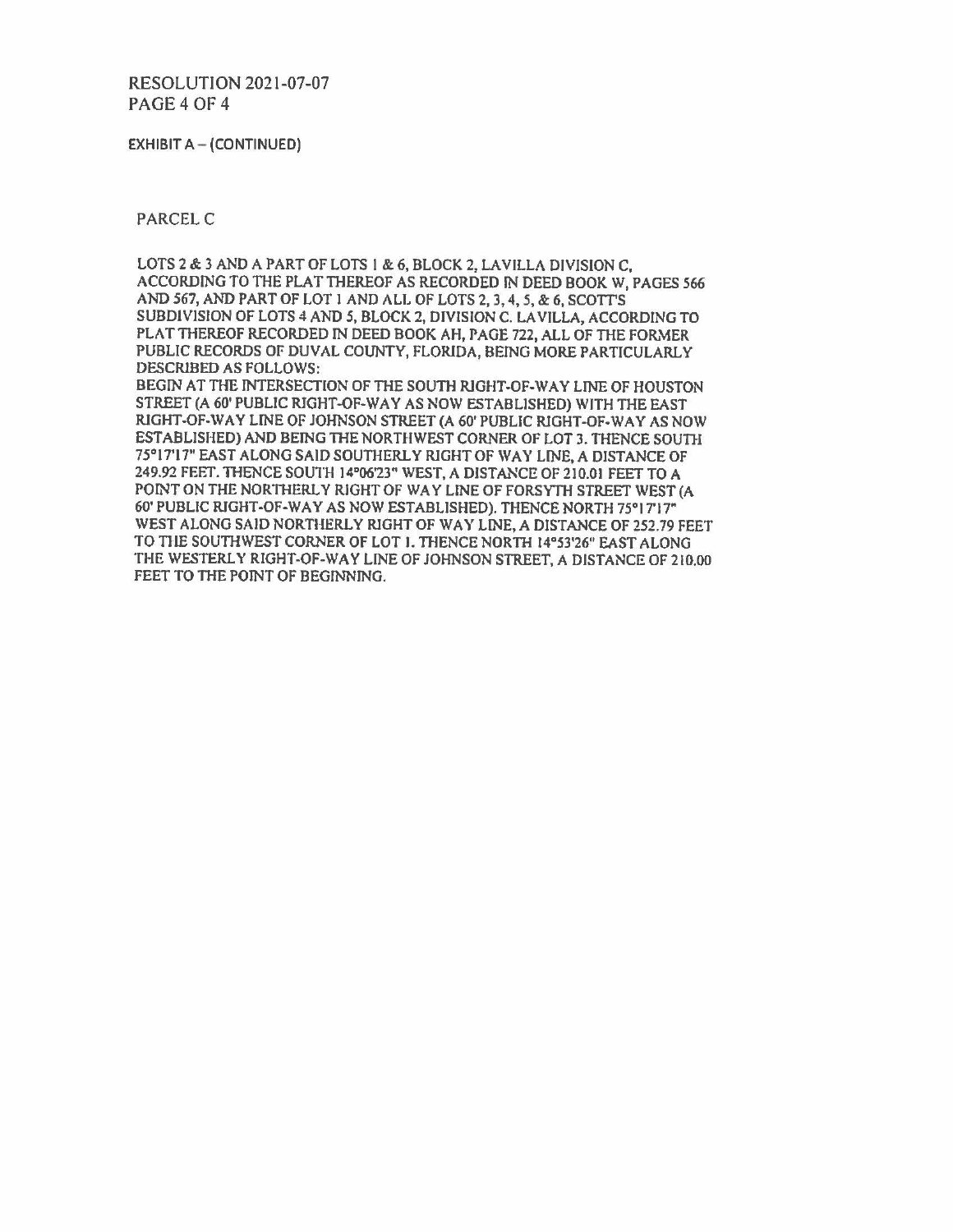RESOLUTION 2021-07-07
PAGE 4 OF 4

**EXHIBIT A – (CONTINUED)**

PARCEL C

LOTS 2 & 3 AND A PART OF LOTS 1 & 6, BLOCK 2, LAVILLA DIVISION C, ACCORDING TO THE PLAT THEREOF AS RECORDED IN DEED BOOK W, PAGES 566 AND 567, AND PART OF LOT 1 AND ALL OF LOTS 2, 3, 4, 5, & 6, SCOTT'S SUBDIVISION OF LOTS 4 AND 5, BLOCK 2, DIVISION C. LAVILLA, ACCORDING TO PLAT THEREOF RECORDED IN DEED BOOK AH, PAGE 722, ALL OF THE FORMER PUBLIC RECORDS OF DUVAL COUNTY, FLORIDA, BEING MORE PARTICULARLY DESCRIBED AS FOLLOWS:

BEGIN AT THE INTERSECTION OF THE SOUTH RIGHT-OF-WAY LINE OF HOUSTON STREET (A 60' PUBLIC RIGHT-OF-WAY AS NOW ESTABLISHED) WITH THE EAST RIGHT-OF-WAY LINE OF JOHNSON STREET (A 60' PUBLIC RIGHT-OF-WAY AS NOW ESTABLISHED) AND BEING THE NORTHWEST CORNER OF LOT 3. THENCE SOUTH 75°17'17" EAST ALONG SAID SOUTHERLY RIGHT OF WAY LINE, A DISTANCE OF 249.92 FEET. THENCE SOUTH 14°06'23" WEST, A DISTANCE OF 210.01 FEET TO A POINT ON THE NORTHERLY RIGHT OF WAY LINE OF FORSYTH STREET WEST (A 60' PUBLIC RIGHT-OF-WAY AS NOW ESTABLISHED). THENCE NORTH 75°17'17" WEST ALONG SAID NORTHERLY RIGHT OF WAY LINE, A DISTANCE OF 252.79 FEET TO THE SOUTHWEST CORNER OF LOT 1. THENCE NORTH 14°53'26" EAST ALONG THE WESTERLY RIGHT-OF-WAY LINE OF JOHNSON STREET, A DISTANCE OF 210.00 FEET TO THE POINT OF BEGINNING.